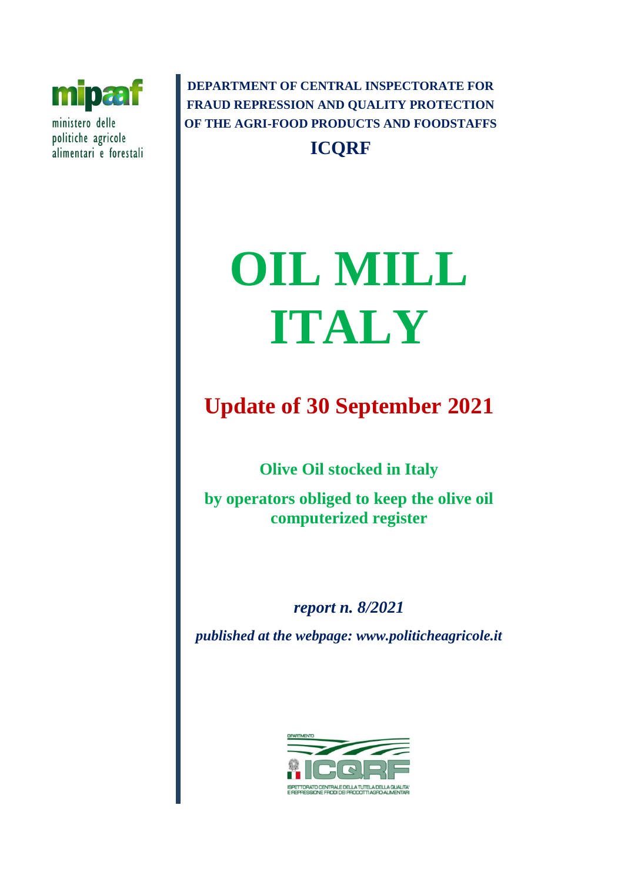mipaaf

ministero delle politiche agricole alimentari e forestali

**DEPARTMENT OF CENTRAL INSPECTORATE FOR FRAUD REPRESSION AND QUALITY PROTECTION OF THE AGRI-FOOD PRODUCTS AND FOODSTAFFS**

**ICQRF**

# OIL MILL ITALY

## Update of 30 September 2021

**Olive Oil stocked in Italy**

**by operators obliged to keep the olive oil computerized register**

***report n. 8/2021***

***published at the webpage: www.politicheagricole.it***

DIPARTIMENTO ICQRF

ISPETTORATO CENTRALE DELLA TUTELA DELLA QUALITA' E REPRESSIONE FRODI DEI PRODOTTI AGRO-ALIMENTARI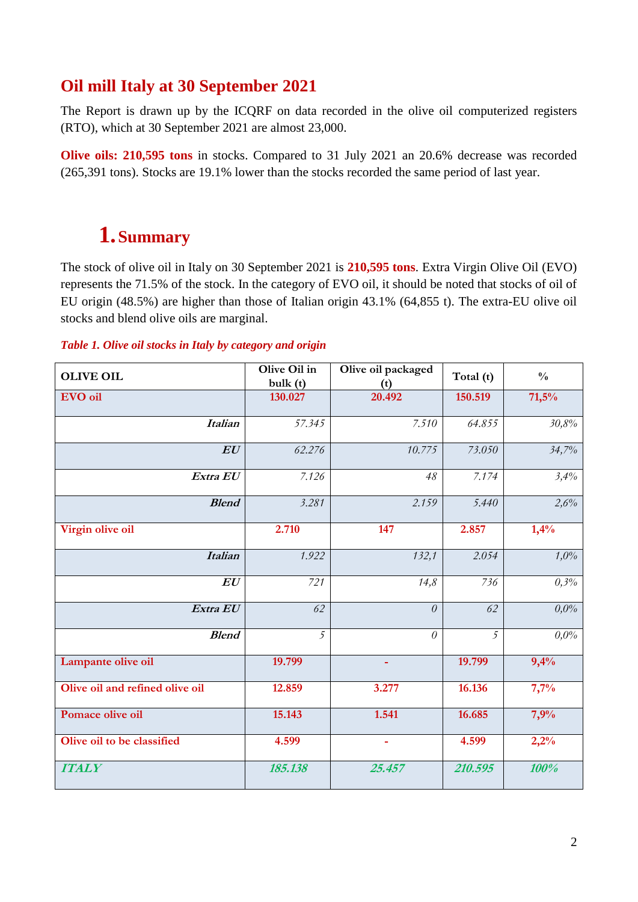## Oil mill Italy at 30 September 2021

The Report is drawn up by the ICQRF on data recorded in the olive oil computerized registers (RTO), which at 30 September 2021 are almost 23,000.

**Olive oils: 210,595 tons** in stocks. Compared to 31 July 2021 an 20.6% decrease was recorded (265,391 tons). Stocks are 19.1% lower than the stocks recorded the same period of last year.

# 1. Summary

The stock of olive oil in Italy on 30 September 2021 is **210,595 tons**. Extra Virgin Olive Oil (EVO) represents the 71.5% of the stock. In the category of EVO oil, it should be noted that stocks of oil of EU origin (48.5%) are higher than those of Italian origin 43.1% (64,855 t). The extra-EU olive oil stocks and blend olive oils are marginal.

***Table 1. Olive oil stocks in Italy by category and origin***

| OLIVE OIL | Olive Oil in bulk (t) | Olive oil packaged (t) | Total (t) | % |
|---|---|---|---|---|
| **EVO oil** | **130.027** | **20.492** | **150.519** | **71,5%** |
| ***Italian*** | *57.345* | *7.510* | *64.855* | *30,8%* |
| ***EU*** | *62.276* | *10.775* | *73.050* | *34,7%* |
| ***Extra EU*** | *7.126* | *48* | *7.174* | *3,4%* |
| ***Blend*** | *3.281* | *2.159* | *5.440* | *2,6%* |
| **Virgin olive oil** | **2.710** | **147** | **2.857** | **1,4%** |
| ***Italian*** | *1.922* | *132,1* | *2.054* | *1,0%* |
| ***EU*** | *721* | *14,8* | *736* | *0,3%* |
| ***Extra EU*** | *62* | *0* | *62* | *0,0%* |
| ***Blend*** | *5* | *0* | *5* | *0,0%* |
| **Lampante olive oil** | **19.799** | **-** | **19.799** | **9,4%** |
| **Olive oil and refined olive oil** | **12.859** | **3.277** | **16.136** | **7,7%** |
| **Pomace olive oil** | **15.143** | **1.541** | **16.685** | **7,9%** |
| **Olive oil to be classified** | **4.599** | **-** | **4.599** | **2,2%** |
| ***ITALY*** | ***185.138*** | ***25.457*** | ***210.595*** | ***100%*** |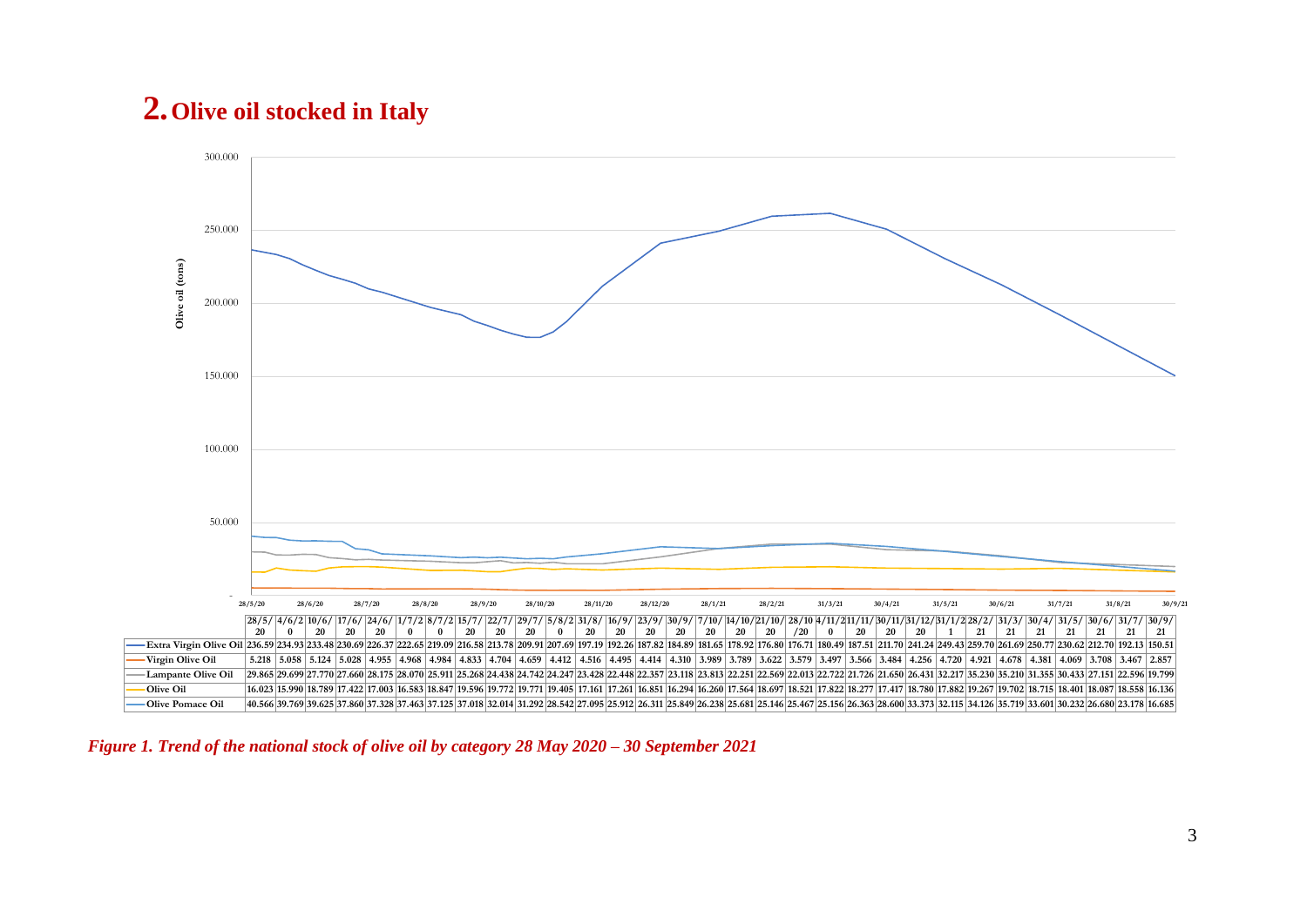# 2. Olive oil stocked in Italy

| | 28/5/20 | 4/6/20 | 10/6/20 | 17/6/20 | 24/6/20 | 1/7/20 | 8/7/20 | 15/7/20 | 22/7/20 | 29/7/20 | 5/8/20 | 31/8/20 | 16/9/20 | 23/9/20 | 30/9/20 | 7/10/20 | 14/10/20 | 21/10/20 | 28/10/20 | 4/11/20 | 11/11/20 | 30/11/20 | 31/12/20 | 31/1/21 | 28/2/21 | 31/3/21 | 30/4/21 | 31/5/21 | 30/6/21 | 31/7/21 | 30/9/21 |
|---|---|---|---|---|---|---|---|---|---|---|---|---|---|---|---|---|---|---|---|---|---|---|---|---|---|---|---|---|---|---|---|
| Extra Virgin Olive Oil | 236.59 | 234.93 | 233.48 | 230.69 | 226.37 | 222.65 | 219.09 | 216.58 | 213.78 | 209.91 | 207.69 | 197.19 | 192.26 | 187.82 | 184.89 | 181.65 | 178.92 | 176.80 | 176.71 | 180.49 | 187.51 | 211.70 | 241.24 | 249.43 | 259.70 | 261.69 | 250.77 | 230.62 | 212.70 | 192.13 | 150.51 |
| Virgin Olive Oil | 5.218 | 5.058 | 5.124 | 5.028 | 4.955 | 4.968 | 4.984 | 4.833 | 4.704 | 4.659 | 4.412 | 4.516 | 4.495 | 4.414 | 4.310 | 3.989 | 3.789 | 3.622 | 3.579 | 3.497 | 3.566 | 3.484 | 4.256 | 4.720 | 4.921 | 4.678 | 4.381 | 4.069 | 3.708 | 3.467 | 2.857 |
| Lampante Olive Oil | 29.865 | 29.699 | 27.770 | 27.660 | 28.175 | 28.070 | 25.911 | 25.268 | 24.438 | 24.742 | 24.247 | 23.428 | 22.448 | 22.357 | 23.118 | 23.813 | 22.251 | 22.569 | 22.013 | 22.722 | 21.726 | 21.650 | 26.431 | 32.217 | 35.230 | 35.210 | 31.355 | 30.433 | 27.151 | 22.596 | 19.799 |
| Olive Oil | 16.023 | 15.990 | 18.789 | 17.422 | 17.003 | 16.583 | 18.847 | 19.596 | 19.772 | 19.771 | 19.405 | 17.161 | 17.261 | 16.851 | 16.294 | 16.260 | 17.564 | 18.697 | 18.521 | 17.822 | 18.277 | 17.417 | 18.780 | 17.882 | 19.267 | 19.702 | 18.715 | 18.401 | 18.087 | 18.558 | 16.136 |
| Olive Pomace Oil | 40.566 | 39.769 | 39.625 | 37.860 | 37.328 | 37.463 | 37.125 | 37.018 | 32.014 | 31.292 | 28.542 | 27.095 | 25.912 | 26.311 | 25.849 | 26.238 | 25.681 | 25.146 | 25.467 | 25.156 | 26.363 | 28.600 | 33.373 | 32.115 | 34.126 | 35.719 | 33.601 | 30.232 | 26.680 | 23.178 | 16.685 |

*Figure 1. Trend of the national stock of olive oil by category 28 May 2020 – 30 September 2021*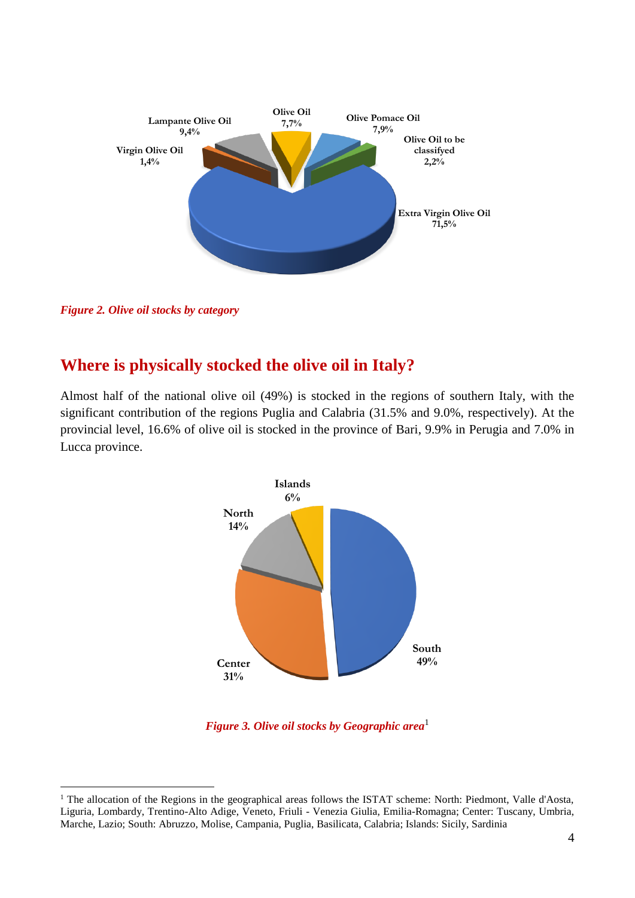Figure 2. Olive oil stocks by category

## Where is physically stocked the olive oil in Italy?

Almost half of the national olive oil (49%) is stocked in the regions of southern Italy, with the significant contribution of the regions Puglia and Calabria (31.5% and 9.0%, respectively). At the provincial level, 16.6% of olive oil is stocked in the province of Bari, 9.9% in Perugia and 7.0% in Lucca province.

*Figure 3. Olive oil stocks by Geographic area*[1]

[1] The allocation of the Regions in the geographical areas follows the ISTAT scheme: North: Piedmont, Valle d'Aosta, Liguria, Lombardy, Trentino-Alto Adige, Veneto, Friuli - Venezia Giulia, Emilia-Romagna; Center: Tuscany, Umbria, Marche, Lazio; South: Abruzzo, Molise, Campania, Puglia, Basilicata, Calabria; Islands: Sicily, Sardinia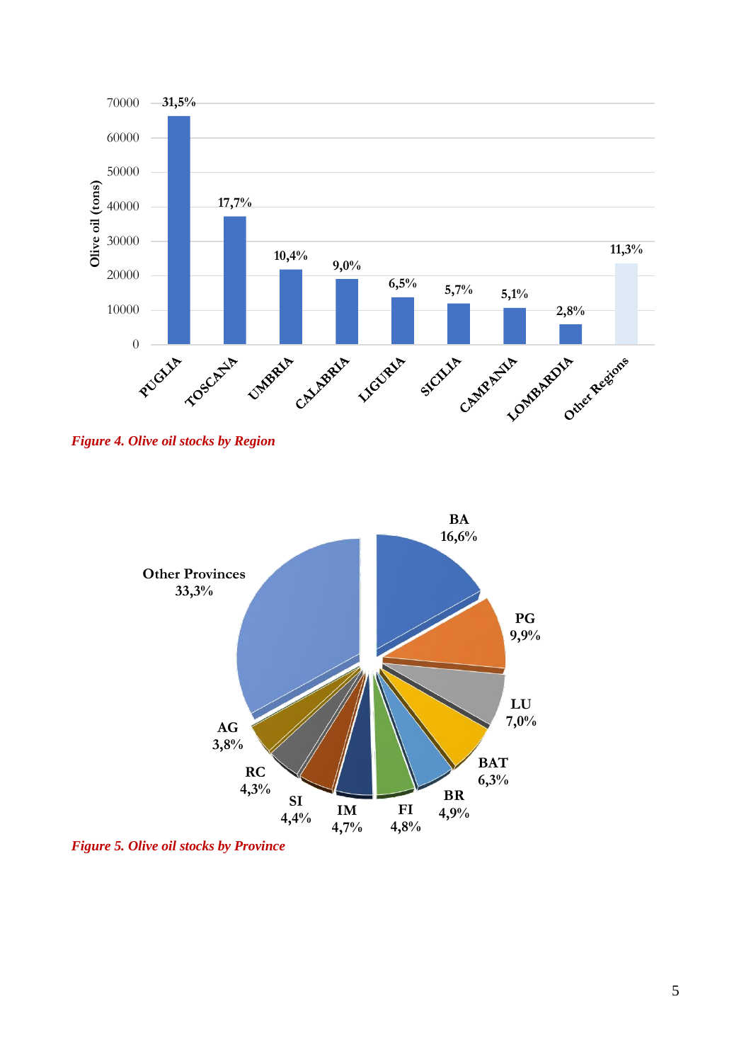*Figure 4. Olive oil stocks by Region*

*Figure 5. Olive oil stocks by Province*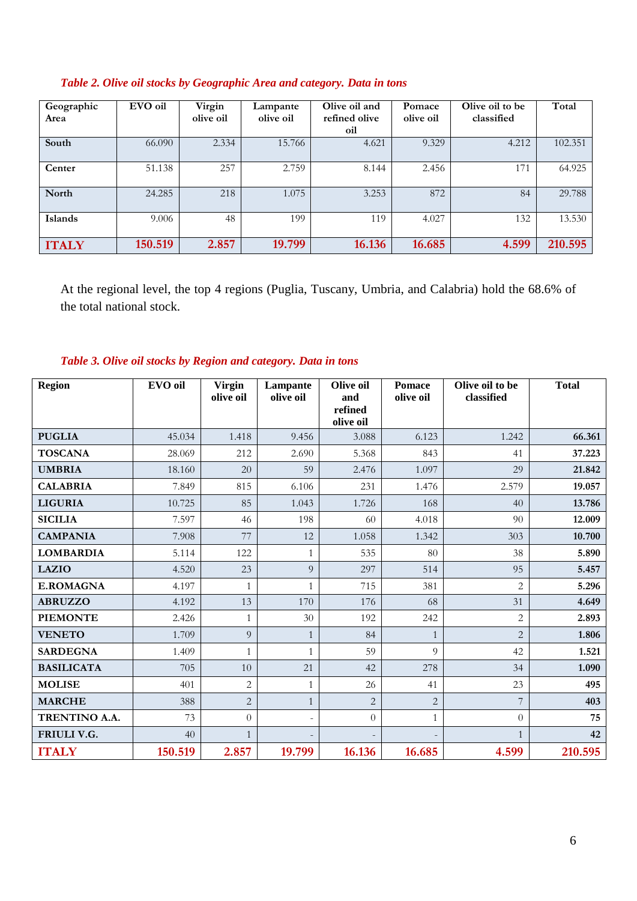*Table 2. Olive oil stocks by Geographic Area and category. Data in tons*

| Geographic Area | EVO oil | Virgin olive oil | Lampante olive oil | Olive oil and refined olive oil | Pomace olive oil | Olive oil to be classified | Total |
|---|---|---|---|---|---|---|---|
| **South** | 66.090 | 2.334 | 15.766 | 4.621 | 9.329 | 4.212 | 102.351 |
| **Center** | 51.138 | 257 | 2.759 | 8.144 | 2.456 | 171 | 64.925 |
| **North** | 24.285 | 218 | 1.075 | 3.253 | 872 | 84 | 29.788 |
| **Islands** | 9.006 | 48 | 199 | 119 | 4.027 | 132 | 13.530 |
| **ITALY** | **150.519** | **2.857** | **19.799** | **16.136** | **16.685** | **4.599** | **210.595** |

At the regional level, the top 4 regions (Puglia, Tuscany, Umbria, and Calabria) hold the 68.6% of the total national stock.

*Table 3. Olive oil stocks by Region and category. Data in tons*

| Region | EVO oil | Virgin olive oil | Lampante olive oil | Olive oil and refined olive oil | Pomace olive oil | Olive oil to be classified | Total |
|---|---|---|---|---|---|---|---|
| **PUGLIA** | 45.034 | 1.418 | 9.456 | 3.088 | 6.123 | 1.242 | **66.361** |
| **TOSCANA** | 28.069 | 212 | 2.690 | 5.368 | 843 | 41 | **37.223** |
| **UMBRIA** | 18.160 | 20 | 59 | 2.476 | 1.097 | 29 | **21.842** |
| **CALABRIA** | 7.849 | 815 | 6.106 | 231 | 1.476 | 2.579 | **19.057** |
| **LIGURIA** | 10.725 | 85 | 1.043 | 1.726 | 168 | 40 | **13.786** |
| **SICILIA** | 7.597 | 46 | 198 | 60 | 4.018 | 90 | **12.009** |
| **CAMPANIA** | 7.908 | 77 | 12 | 1.058 | 1.342 | 303 | **10.700** |
| **LOMBARDIA** | 5.114 | 122 | 1 | 535 | 80 | 38 | **5.890** |
| **LAZIO** | 4.520 | 23 | 9 | 297 | 514 | 95 | **5.457** |
| **E.ROMAGNA** | 4.197 | 1 | 1 | 715 | 381 | 2 | **5.296** |
| **ABRUZZO** | 4.192 | 13 | 170 | 176 | 68 | 31 | **4.649** |
| **PIEMONTE** | 2.426 | 1 | 30 | 192 | 242 | 2 | **2.893** |
| **VENETO** | 1.709 | 9 | 1 | 84 | 1 | 2 | **1.806** |
| **SARDEGNA** | 1.409 | 1 | 1 | 59 | 9 | 42 | **1.521** |
| **BASILICATA** | 705 | 10 | 21 | 42 | 278 | 34 | **1.090** |
| **MOLISE** | 401 | 2 | 1 | 26 | 41 | 23 | **495** |
| **MARCHE** | 388 | 2 | 1 | 2 | 2 | 7 | **403** |
| **TRENTINO A.A.** | 73 | 0 | - | 0 | 1 | 0 | **75** |
| **FRIULI V.G.** | 40 | 1 | - | - | - | 1 | **42** |
| **ITALY** | **150.519** | **2.857** | **19.799** | **16.136** | **16.685** | **4.599** | **210.595** |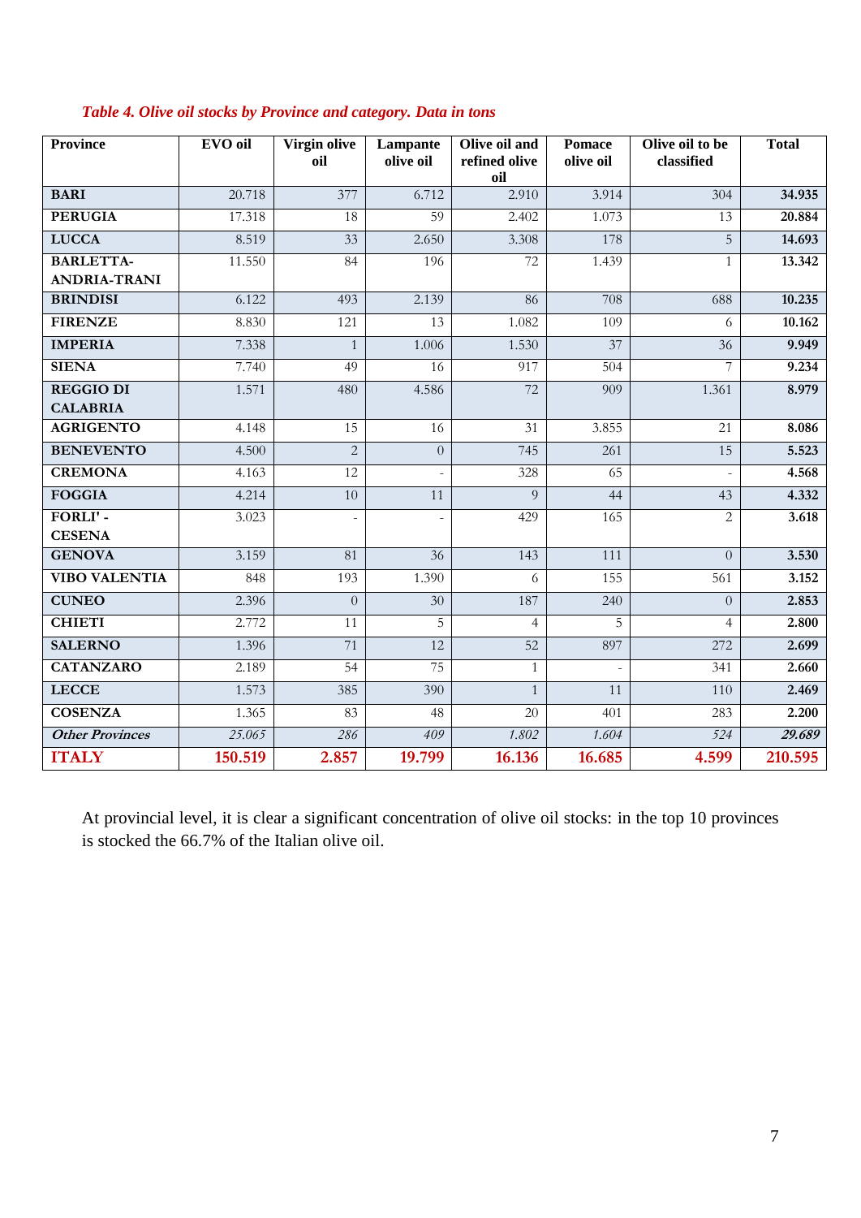*Table 4. Olive oil stocks by Province and category. Data in tons*

| Province | EVO oil | Virgin olive oil | Lampante olive oil | Olive oil and refined olive oil | Pomace olive oil | Olive oil to be classified | Total |
|---|---|---|---|---|---|---|---|
| **BARI** | 20.718 | 377 | 6.712 | 2.910 | 3.914 | 304 | **34.935** |
| **PERUGIA** | 17.318 | 18 | 59 | 2.402 | 1.073 | 13 | **20.884** |
| **LUCCA** | 8.519 | 33 | 2.650 | 3.308 | 178 | 5 | **14.693** |
| **BARLETTA-ANDRIA-TRANI** | 11.550 | 84 | 196 | 72 | 1.439 | 1 | **13.342** |
| **BRINDISI** | 6.122 | 493 | 2.139 | 86 | 708 | 688 | **10.235** |
| **FIRENZE** | 8.830 | 121 | 13 | 1.082 | 109 | 6 | **10.162** |
| **IMPERIA** | 7.338 | 1 | 1.006 | 1.530 | 37 | 36 | **9.949** |
| **SIENA** | 7.740 | 49 | 16 | 917 | 504 | 7 | **9.234** |
| **REGGIO DI CALABRIA** | 1.571 | 480 | 4.586 | 72 | 909 | 1.361 | **8.979** |
| **AGRIGENTO** | 4.148 | 15 | 16 | 31 | 3.855 | 21 | **8.086** |
| **BENEVENTO** | 4.500 | 2 | 0 | 745 | 261 | 15 | **5.523** |
| **CREMONA** | 4.163 | 12 | - | 328 | 65 | - | **4.568** |
| **FOGGIA** | 4.214 | 10 | 11 | 9 | 44 | 43 | **4.332** |
| **FORLI' - CESENA** | 3.023 | - | - | 429 | 165 | 2 | **3.618** |
| **GENOVA** | 3.159 | 81 | 36 | 143 | 111 | 0 | **3.530** |
| **VIBO VALENTIA** | 848 | 193 | 1.390 | 6 | 155 | 561 | **3.152** |
| **CUNEO** | 2.396 | 0 | 30 | 187 | 240 | 0 | **2.853** |
| **CHIETI** | 2.772 | 11 | 5 | 4 | 5 | 4 | **2.800** |
| **SALERNO** | 1.396 | 71 | 12 | 52 | 897 | 272 | **2.699** |
| **CATANZARO** | 2.189 | 54 | 75 | 1 | - | 341 | **2.660** |
| **LECCE** | 1.573 | 385 | 390 | 1 | 11 | 110 | **2.469** |
| **COSENZA** | 1.365 | 83 | 48 | 20 | 401 | 283 | **2.200** |
| ***Other Provinces*** | *25.065* | *286* | *409* | *1.802* | *1.604* | *524* | ***29.689*** |
| **ITALY** | **150.519** | **2.857** | **19.799** | **16.136** | **16.685** | **4.599** | **210.595** |

At provincial level, it is clear a significant concentration of olive oil stocks: in the top 10 provinces is stocked the 66.7% of the Italian olive oil.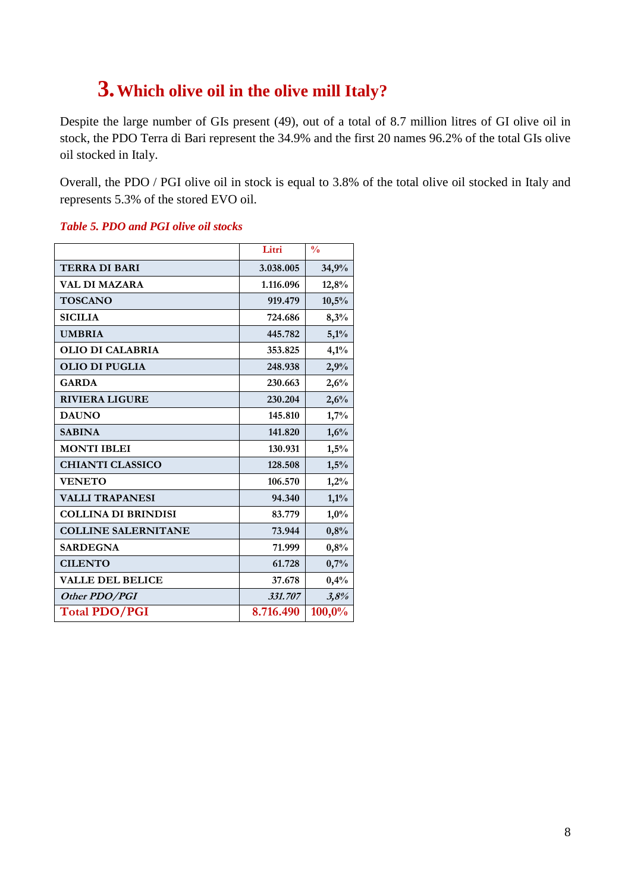## 3. Which olive oil in the olive mill Italy?

Despite the large number of GIs present (49), out of a total of 8.7 million litres of GI olive oil in stock, the PDO Terra di Bari represent the 34.9% and the first 20 names 96.2% of the total GIs olive oil stocked in Italy.

Overall, the PDO / PGI olive oil in stock is equal to 3.8% of the total olive oil stocked in Italy and represents 5.3% of the stored EVO oil.

*Table 5. PDO and PGI olive oil stocks*

| | Litri | % |
|---|---|---|
| **TERRA DI BARI** | 3.038.005 | 34,9% |
| **VAL DI MAZARA** | 1.116.096 | 12,8% |
| **TOSCANO** | 919.479 | 10,5% |
| **SICILIA** | 724.686 | 8,3% |
| **UMBRIA** | 445.782 | 5,1% |
| **OLIO DI CALABRIA** | 353.825 | 4,1% |
| **OLIO DI PUGLIA** | 248.938 | 2,9% |
| **GARDA** | 230.663 | 2,6% |
| **RIVIERA LIGURE** | 230.204 | 2,6% |
| **DAUNO** | 145.810 | 1,7% |
| **SABINA** | 141.820 | 1,6% |
| **MONTI IBLEI** | 130.931 | 1,5% |
| **CHIANTI CLASSICO** | 128.508 | 1,5% |
| **VENETO** | 106.570 | 1,2% |
| **VALLI TRAPANESI** | 94.340 | 1,1% |
| **COLLINA DI BRINDISI** | 83.779 | 1,0% |
| **COLLINE SALERNITANE** | 73.944 | 0,8% |
| **SARDEGNA** | 71.999 | 0,8% |
| **CILENTO** | 61.728 | 0,7% |
| **VALLE DEL BELICE** | 37.678 | 0,4% |
| *Other PDO/PGI* | *331.707* | *3,8%* |
| **Total PDO/PGI** | **8.716.490** | **100,0%** |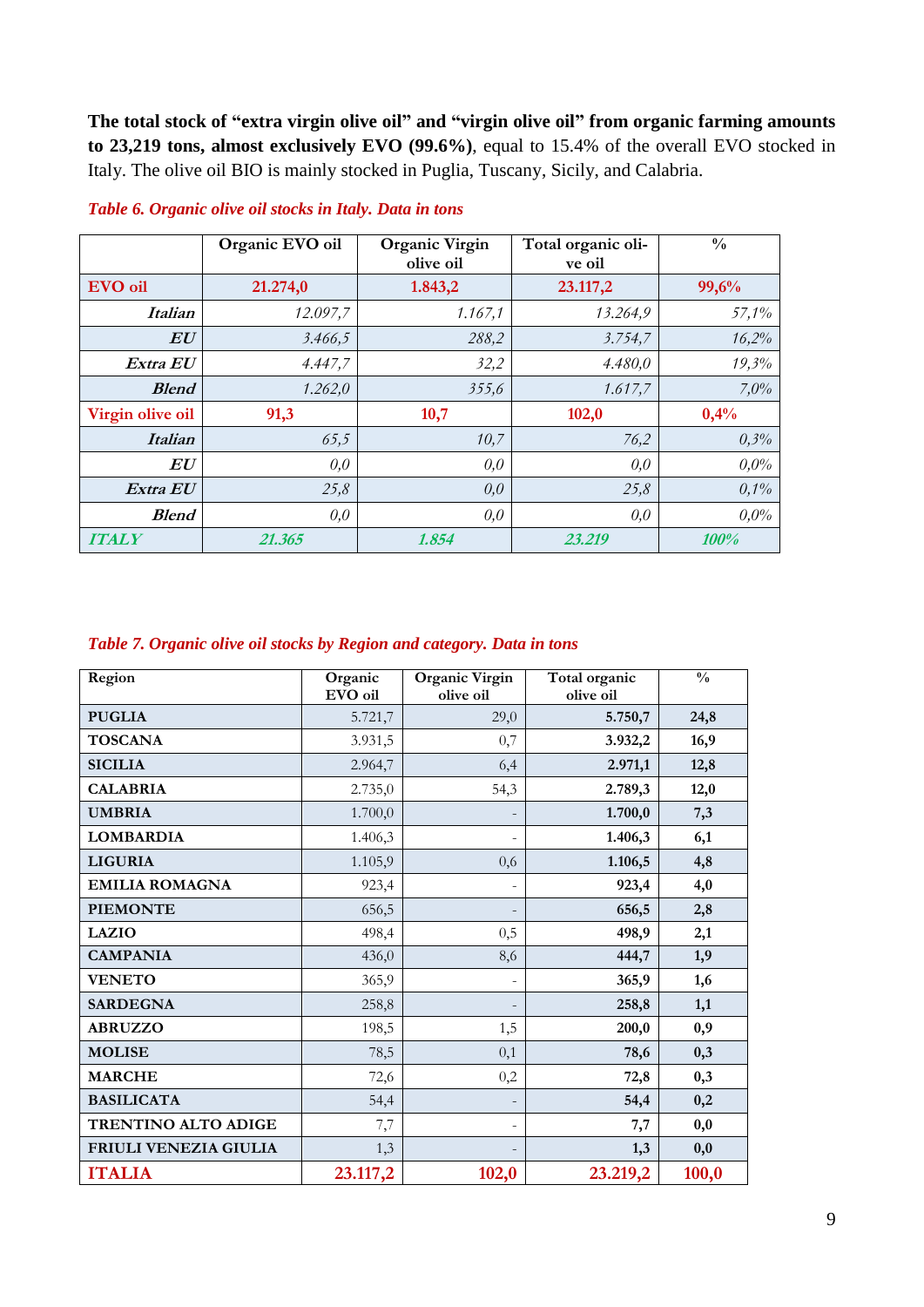**The total stock of "extra virgin olive oil" and "virgin olive oil" from organic farming amounts to 23,219 tons, almost exclusively EVO (99.6%)**, equal to 15.4% of the overall EVO stocked in Italy. The olive oil BIO is mainly stocked in Puglia, Tuscany, Sicily, and Calabria.

*Table 6. Organic olive oil stocks in Italy. Data in tons*

| | Organic EVO oil | Organic Virgin olive oil | Total organic olive oil | % |
|---|---|---|---|---|
| **EVO oil** | **21.274,0** | **1.843,2** | **23.117,2** | **99,6%** |
| ***Italian*** | *12.097,7* | *1.167,1* | *13.264,9* | *57,1%* |
| ***EU*** | *3.466,5* | *288,2* | *3.754,7* | *16,2%* |
| ***Extra EU*** | *4.447,7* | *32,2* | *4.480,0* | *19,3%* |
| ***Blend*** | *1.262,0* | *355,6* | *1.617,7* | *7,0%* |
| **Virgin olive oil** | **91,3** | **10,7** | **102,0** | **0,4%** |
| ***Italian*** | *65,5* | *10,7* | *76,2* | *0,3%* |
| ***EU*** | *0,0* | *0,0* | *0,0* | *0,0%* |
| ***Extra EU*** | *25,8* | *0,0* | *25,8* | *0,1%* |
| ***Blend*** | *0,0* | *0,0* | *0,0* | *0,0%* |
| ***ITALY*** | ***21.365*** | ***1.854*** | ***23.219*** | ***100%*** |

*Table 7. Organic olive oil stocks by Region and category. Data in tons*

| Region | Organic EVO oil | Organic Virgin olive oil | Total organic olive oil | % |
|---|---|---|---|---|
| **PUGLIA** | 5.721,7 | 29,0 | **5.750,7** | **24,8** |
| **TOSCANA** | 3.931,5 | 0,7 | **3.932,2** | **16,9** |
| **SICILIA** | 2.964,7 | 6,4 | **2.971,1** | **12,8** |
| **CALABRIA** | 2.735,0 | 54,3 | **2.789,3** | **12,0** |
| **UMBRIA** | 1.700,0 | - | **1.700,0** | **7,3** |
| **LOMBARDIA** | 1.406,3 | - | **1.406,3** | **6,1** |
| **LIGURIA** | 1.105,9 | 0,6 | **1.106,5** | **4,8** |
| **EMILIA ROMAGNA** | 923,4 | - | **923,4** | **4,0** |
| **PIEMONTE** | 656,5 | - | **656,5** | **2,8** |
| **LAZIO** | 498,4 | 0,5 | **498,9** | **2,1** |
| **CAMPANIA** | 436,0 | 8,6 | **444,7** | **1,9** |
| **VENETO** | 365,9 | - | **365,9** | **1,6** |
| **SARDEGNA** | 258,8 | - | **258,8** | **1,1** |
| **ABRUZZO** | 198,5 | 1,5 | **200,0** | **0,9** |
| **MOLISE** | 78,5 | 0,1 | **78,6** | **0,3** |
| **MARCHE** | 72,6 | 0,2 | **72,8** | **0,3** |
| **BASILICATA** | 54,4 | - | **54,4** | **0,2** |
| **TRENTINO ALTO ADIGE** | 7,7 | - | **7,7** | **0,0** |
| **FRIULI VENEZIA GIULIA** | 1,3 | - | **1,3** | **0,0** |
| **ITALIA** | **23.117,2** | **102,0** | **23.219,2** | **100,0** |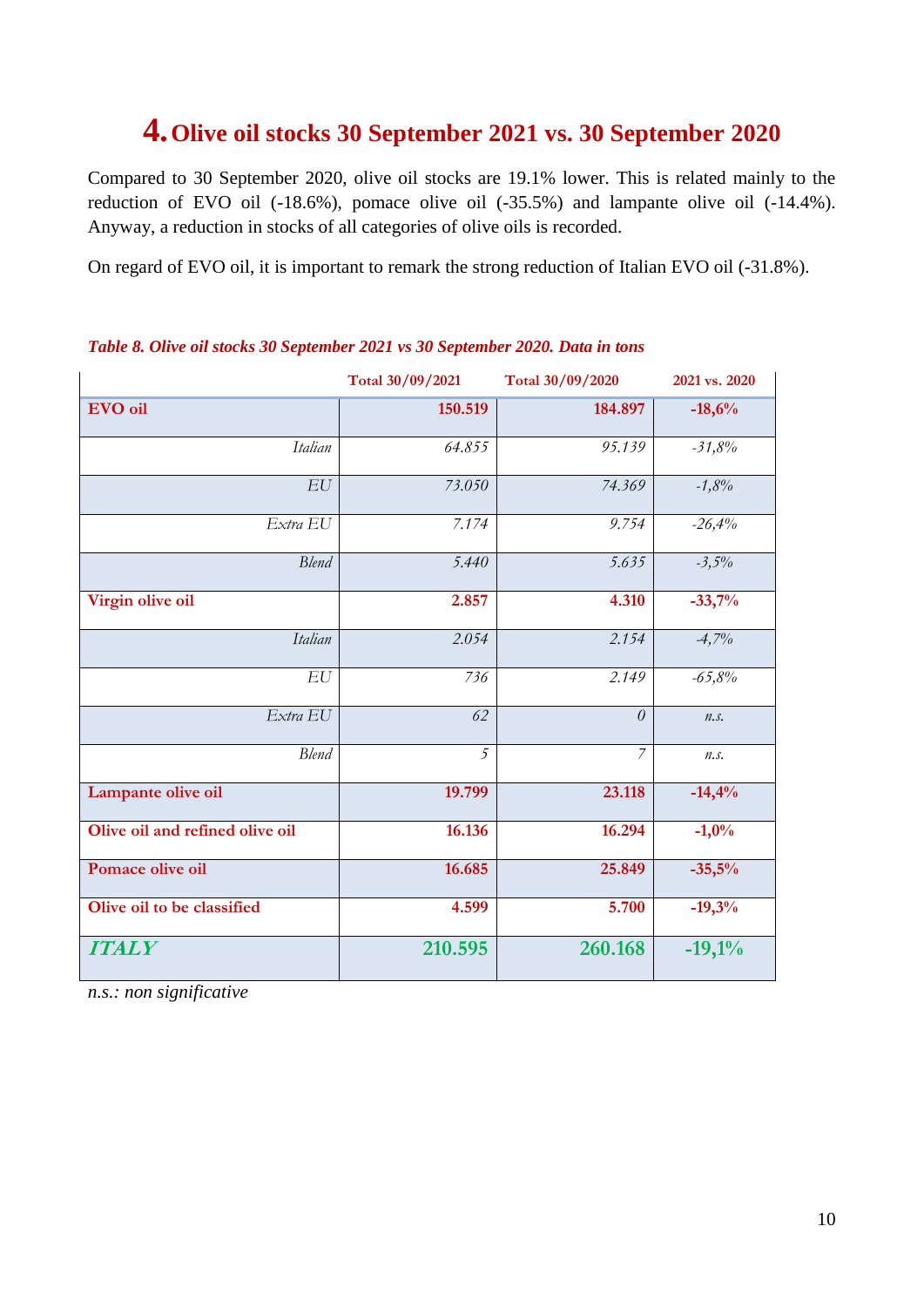# 4. Olive oil stocks 30 September 2021 vs. 30 September 2020

Compared to 30 September 2020, olive oil stocks are 19.1% lower. This is related mainly to the reduction of EVO oil (-18.6%), pomace olive oil (-35.5%) and lampante olive oil (-14.4%). Anyway, a reduction in stocks of all categories of olive oils is recorded.

On regard of EVO oil, it is important to remark the strong reduction of Italian EVO oil (-31.8%).

***Table 8. Olive oil stocks 30 September 2021 vs 30 September 2020. Data in tons***

| | Total 30/09/2021 | Total 30/09/2020 | 2021 vs. 2020 |
|---|---|---|---|
| **EVO oil** | **150.519** | **184.897** | **-18,6%** |
| *Italian* | *64.855* | *95.139* | *-31,8%* |
| *EU* | *73.050* | *74.369* | *-1,8%* |
| *Extra EU* | *7.174* | *9.754* | *-26,4%* |
| *Blend* | *5.440* | *5.635* | *-3,5%* |
| **Virgin olive oil** | **2.857** | **4.310** | **-33,7%** |
| *Italian* | *2.054* | *2.154* | *-4,7%* |
| *EU* | *736* | *2.149* | *-65,8%* |
| *Extra EU* | *62* | *0* | *n.s.* |
| *Blend* | *5* | *7* | *n.s.* |
| **Lampante olive oil** | **19.799** | **23.118** | **-14,4%** |
| **Olive oil and refined olive oil** | **16.136** | **16.294** | **-1,0%** |
| **Pomace olive oil** | **16.685** | **25.849** | **-35,5%** |
| **Olive oil to be classified** | **4.599** | **5.700** | **-19,3%** |
| ***ITALY*** | **210.595** | **260.168** | **-19,1%** |

*n.s.: non significative*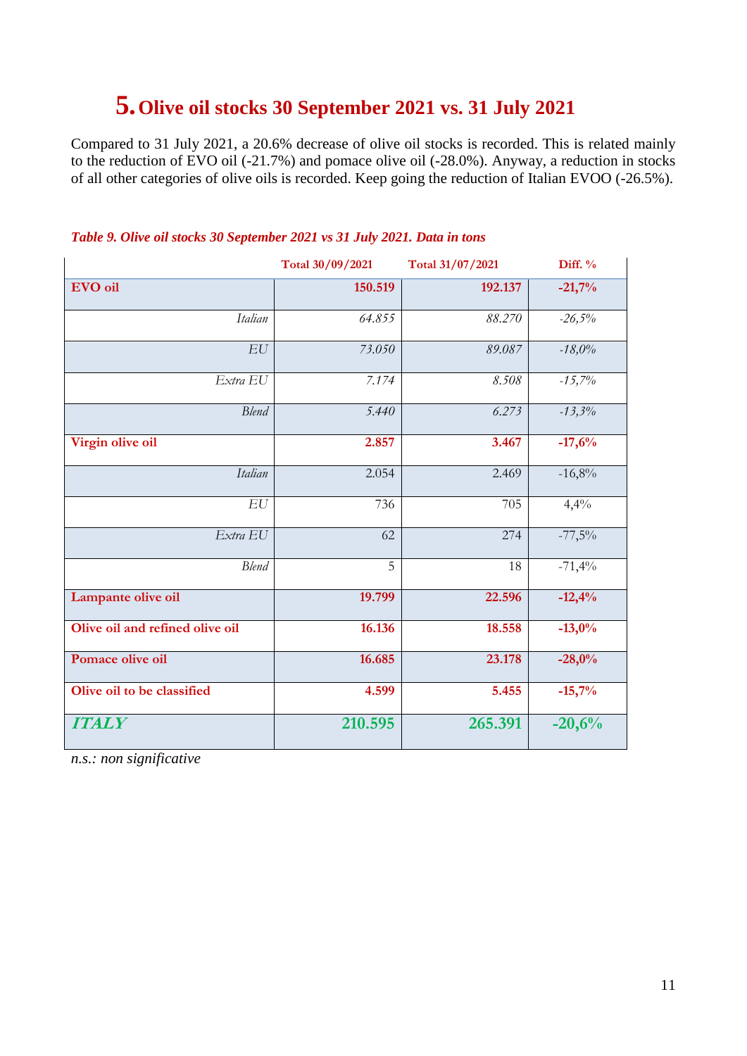# 5. Olive oil stocks 30 September 2021 vs. 31 July 2021

Compared to 31 July 2021, a 20.6% decrease of olive oil stocks is recorded. This is related mainly to the reduction of EVO oil (-21.7%) and pomace olive oil (-28.0%). Anyway, a reduction in stocks of all other categories of olive oils is recorded. Keep going the reduction of Italian EVOO (-26.5%).

*Table 9. Olive oil stocks 30 September 2021 vs 31 July 2021. Data in tons*

| | Total 30/09/2021 | Total 31/07/2021 | Diff. % |
|---|---|---|---|
| **EVO oil** | **150.519** | **192.137** | **-21,7%** |
| *Italian* | *64.855* | *88.270* | *-26,5%* |
| *EU* | *73.050* | *89.087* | *-18,0%* |
| *Extra EU* | *7.174* | *8.508* | *-15,7%* |
| *Blend* | *5.440* | *6.273* | *-13,3%* |
| **Virgin olive oil** | **2.857** | **3.467** | **-17,6%** |
| *Italian* | 2.054 | 2.469 | -16,8% |
| *EU* | 736 | 705 | 4,4% |
| *Extra EU* | 62 | 274 | -77,5% |
| *Blend* | 5 | 18 | -71,4% |
| **Lampante olive oil** | **19.799** | **22.596** | **-12,4%** |
| **Olive oil and refined olive oil** | **16.136** | **18.558** | **-13,0%** |
| **Pomace olive oil** | **16.685** | **23.178** | **-28,0%** |
| **Olive oil to be classified** | **4.599** | **5.455** | **-15,7%** |
| ***ITALY*** | **210.595** | **265.391** | **-20,6%** |

*n.s.: non significative*